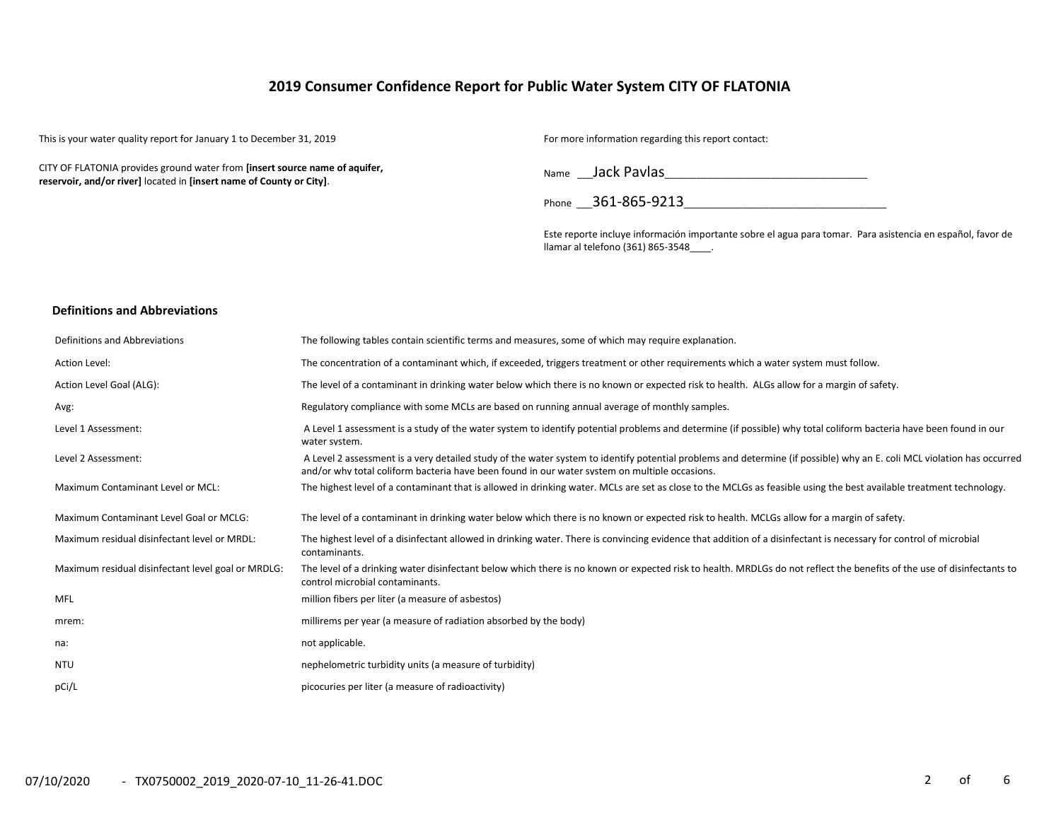# 2019 Consumer Confidence Report for Public Water System CITY OF FLATONIA

This is your water quality report for January 1 to December 31, 2019

CITY OF FLATONIA provides ground water from **[insert source name of aquifer, reservoir, and/or river]** located in **[insert name of County or City]**.

For more information regarding this report contact:

Name __Jack Pavlas________________________________

Phone __361-865-9213________________________________

Este reporte incluye información importante sobre el agua para tomar. Para asistencia en español, favor de llamar al telefono (361) 865-3548____.

## Definitions and Abbreviations

| | |
|---|---|
| Definitions and Abbreviations | The following tables contain scientific terms and measures, some of which may require explanation. |
| Action Level: | The concentration of a contaminant which, if exceeded, triggers treatment or other requirements which a water system must follow. |
| Action Level Goal (ALG): | The level of a contaminant in drinking water below which there is no known or expected risk to health. ALGs allow for a margin of safety. |
| Avg: | Regulatory compliance with some MCLs are based on running annual average of monthly samples. |
| Level 1 Assessment: | A Level 1 assessment is a study of the water system to identify potential problems and determine (if possible) why total coliform bacteria have been found in our water system. |
| Level 2 Assessment: | A Level 2 assessment is a very detailed study of the water system to identify potential problems and determine (if possible) why an E. coli MCL violation has occurred and/or why total coliform bacteria have been found in our water system on multiple occasions. |
| Maximum Contaminant Level or MCL: | The highest level of a contaminant that is allowed in drinking water. MCLs are set as close to the MCLGs as feasible using the best available treatment technology. |
| Maximum Contaminant Level Goal or MCLG: | The level of a contaminant in drinking water below which there is no known or expected risk to health. MCLGs allow for a margin of safety. |
| Maximum residual disinfectant level or MRDL: | The highest level of a disinfectant allowed in drinking water. There is convincing evidence that addition of a disinfectant is necessary for control of microbial contaminants. |
| Maximum residual disinfectant level goal or MRDLG: | The level of a drinking water disinfectant below which there is no known or expected risk to health. MRDLGs do not reflect the benefits of the use of disinfectants to control microbial contaminants. |
| MFL | million fibers per liter (a measure of asbestos) |
| mrem: | millirems per year (a measure of radiation absorbed by the body) |
| na: | not applicable. |
| NTU | nephelometric turbidity units (a measure of turbidity) |
| pCi/L | picocuries per liter (a measure of radioactivity) |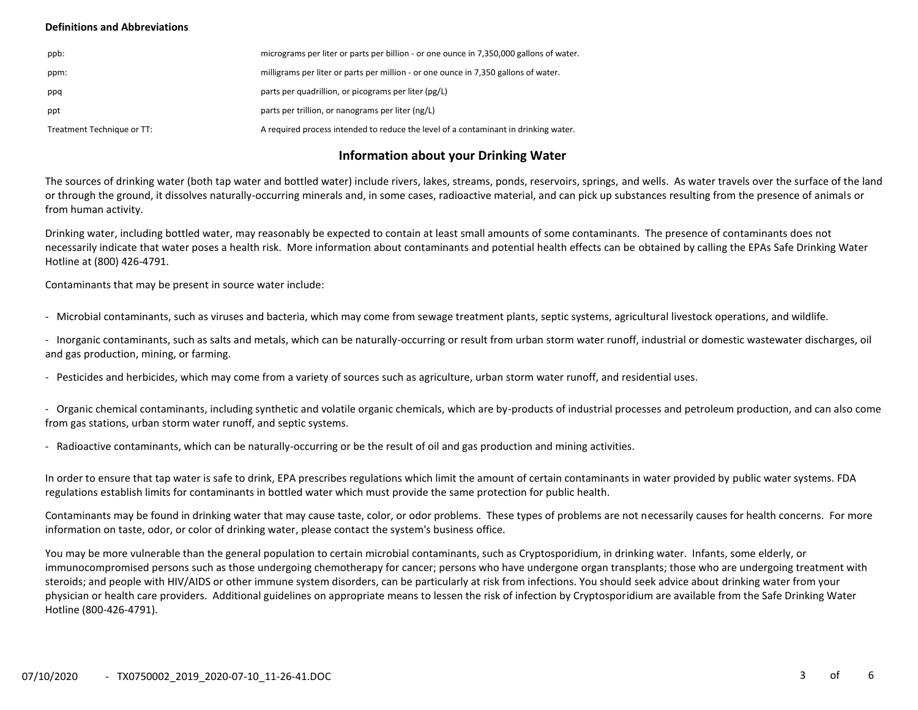**Definitions and Abbreviations**

| | |
|---|---|
| ppb: | micrograms per liter or parts per billion - or one ounce in 7,350,000 gallons of water. |
| ppm: | milligrams per liter or parts per million - or one ounce in 7,350 gallons of water. |
| ppq | parts per quadrillion, or picograms per liter (pg/L) |
| ppt | parts per trillion, or nanograms per liter (ng/L) |
| Treatment Technique or TT: | A required process intended to reduce the level of a contaminant in drinking water. |

## Information about your Drinking Water

The sources of drinking water (both tap water and bottled water) include rivers, lakes, streams, ponds, reservoirs, springs, and wells. As water travels over the surface of the land or through the ground, it dissolves naturally-occurring minerals and, in some cases, radioactive material, and can pick up substances resulting from the presence of animals or from human activity.

Drinking water, including bottled water, may reasonably be expected to contain at least small amounts of some contaminants. The presence of contaminants does not necessarily indicate that water poses a health risk. More information about contaminants and potential health effects can be obtained by calling the EPAs Safe Drinking Water Hotline at (800) 426-4791.

Contaminants that may be present in source water include:

- Microbial contaminants, such as viruses and bacteria, which may come from sewage treatment plants, septic systems, agricultural livestock operations, and wildlife.
- Inorganic contaminants, such as salts and metals, which can be naturally-occurring or result from urban storm water runoff, industrial or domestic wastewater discharges, oil and gas production, mining, or farming.
- Pesticides and herbicides, which may come from a variety of sources such as agriculture, urban storm water runoff, and residential uses.
- Organic chemical contaminants, including synthetic and volatile organic chemicals, which are by-products of industrial processes and petroleum production, and can also come from gas stations, urban storm water runoff, and septic systems.
- Radioactive contaminants, which can be naturally-occurring or be the result of oil and gas production and mining activities.

In order to ensure that tap water is safe to drink, EPA prescribes regulations which limit the amount of certain contaminants in water provided by public water systems. FDA regulations establish limits for contaminants in bottled water which must provide the same protection for public health.

Contaminants may be found in drinking water that may cause taste, color, or odor problems. These types of problems are not necessarily causes for health concerns. For more information on taste, odor, or color of drinking water, please contact the system's business office.

You may be more vulnerable than the general population to certain microbial contaminants, such as Cryptosporidium, in drinking water. Infants, some elderly, or immunocompromised persons such as those undergoing chemotherapy for cancer; persons who have undergone organ transplants; those who are undergoing treatment with steroids; and people with HIV/AIDS or other immune system disorders, can be particularly at risk from infections. You should seek advice about drinking water from your physician or health care providers. Additional guidelines on appropriate means to lessen the risk of infection by Cryptosporidium are available from the Safe Drinking Water Hotline (800-426-4791).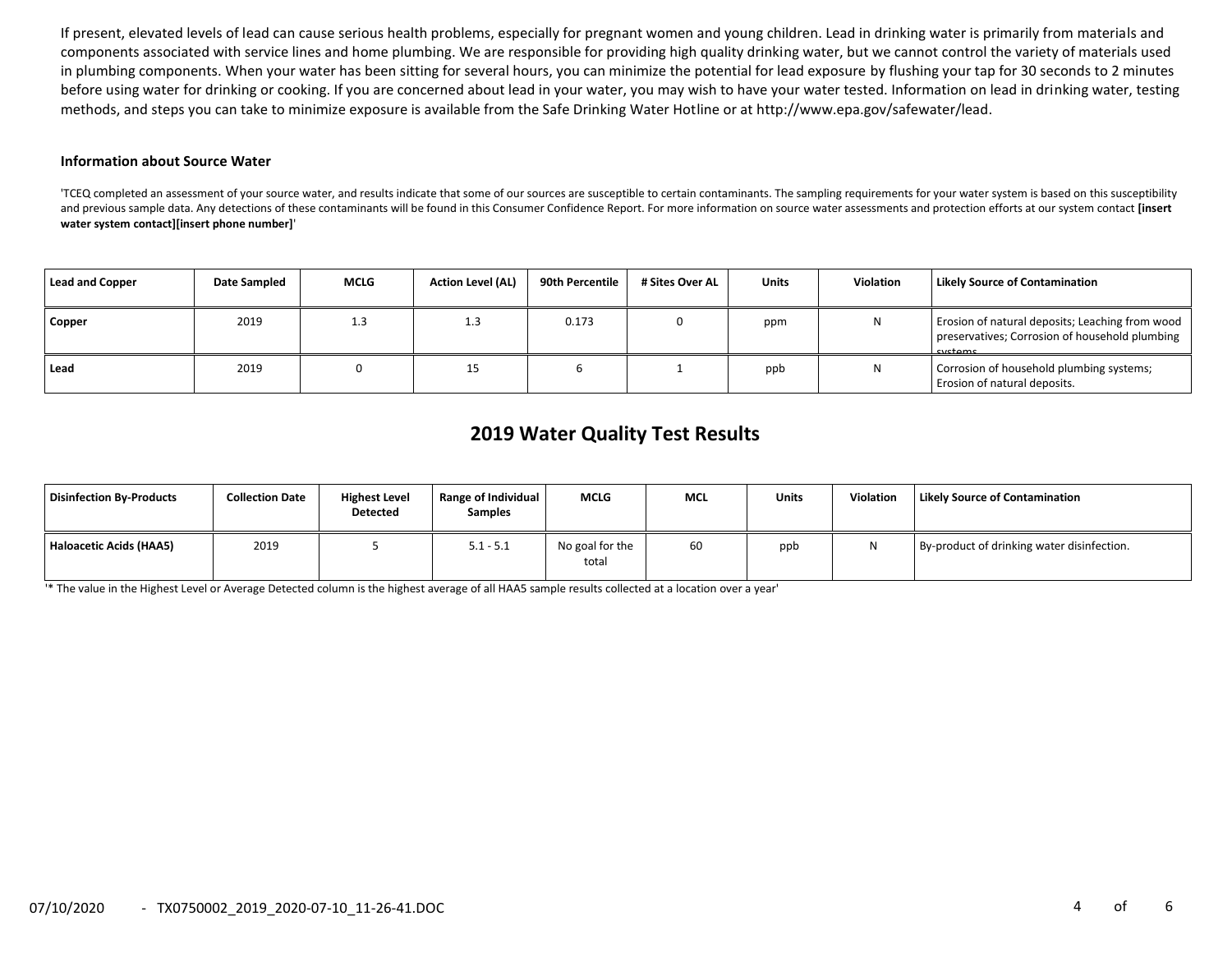If present, elevated levels of lead can cause serious health problems, especially for pregnant women and young children. Lead in drinking water is primarily from materials and components associated with service lines and home plumbing. We are responsible for providing high quality drinking water, but we cannot control the variety of materials used in plumbing components. When your water has been sitting for several hours, you can minimize the potential for lead exposure by flushing your tap for 30 seconds to 2 minutes before using water for drinking or cooking. If you are concerned about lead in your water, you may wish to have your water tested. Information on lead in drinking water, testing methods, and steps you can take to minimize exposure is available from the Safe Drinking Water Hotline or at http://www.epa.gov/safewater/lead.

#### Information about Source Water

'TCEQ completed an assessment of your source water, and results indicate that some of our sources are susceptible to certain contaminants. The sampling requirements for your water system is based on this susceptibility and previous sample data. Any detections of these contaminants will be found in this Consumer Confidence Report. For more information on source water assessments and protection efforts at our system contact **[insert water system contact][insert phone number]**'

| Lead and Copper | Date Sampled | MCLG | Action Level (AL) | 90th Percentile | # Sites Over AL | Units | Violation | Likely Source of Contamination |
|---|---|---|---|---|---|---|---|---|
| **Copper** | 2019 | 1.3 | 1.3 | 0.173 | 0 | ppm | N | Erosion of natural deposits; Leaching from wood preservatives; Corrosion of household plumbing systems. |
| **Lead** | 2019 | 0 | 15 | 6 | 1 | ppb | N | Corrosion of household plumbing systems; Erosion of natural deposits. |

## 2019 Water Quality Test Results

| Disinfection By-Products | Collection Date | Highest Level Detected | Range of Individual Samples | MCLG | MCL | Units | Violation | Likely Source of Contamination |
|---|---|---|---|---|---|---|---|---|
| **Haloacetic Acids (HAA5)** | 2019 | 5 | 5.1 - 5.1 | No goal for the total | 60 | ppb | N | By-product of drinking water disinfection. |

'* The value in the Highest Level or Average Detected column is the highest average of all HAA5 sample results collected at a location over a year'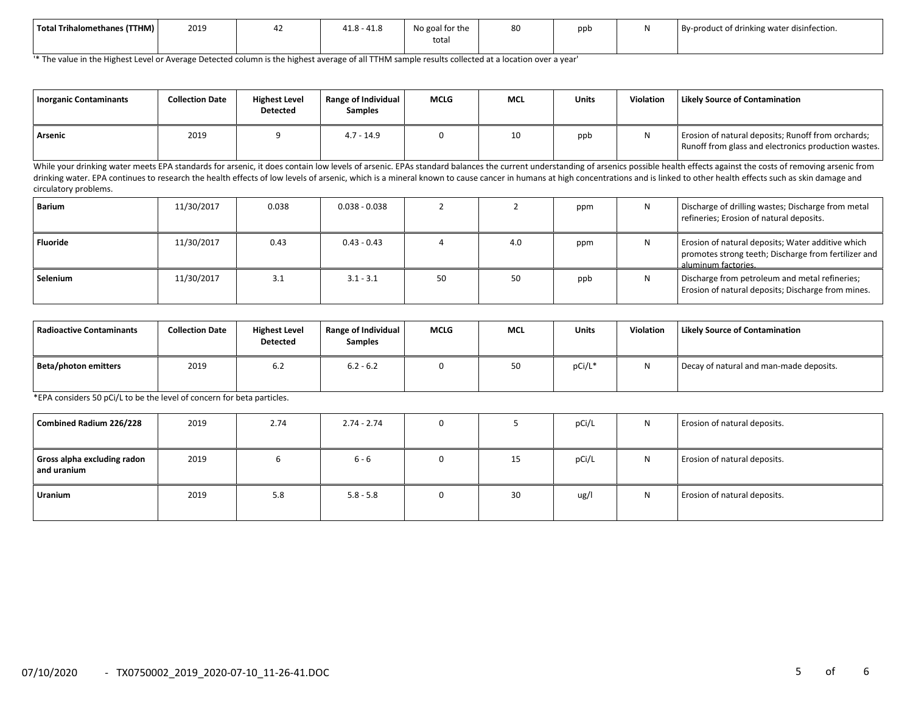| Total Trihalomethanes (TTHM) | 2019 | 42 | 41.8 - 41.8 | No goal for the total | 80 | ppb | N | By-product of drinking water disinfection. |
|---|---|---|---|---|---|---|---|---|

'* The value in the Highest Level or Average Detected column is the highest average of all TTHM sample results collected at a location over a year'

| Inorganic Contaminants | Collection Date | Highest Level Detected | Range of Individual Samples | MCLG | MCL | Units | Violation | Likely Source of Contamination |
|---|---|---|---|---|---|---|---|---|
| Arsenic | 2019 | 9 | 4.7 - 14.9 | 0 | 10 | ppb | N | Erosion of natural deposits; Runoff from orchards; Runoff from glass and electronics production wastes. |

While your drinking water meets EPA standards for arsenic, it does contain low levels of arsenic. EPAs standard balances the current understanding of arsenics possible health effects against the costs of removing arsenic from drinking water. EPA continues to research the health effects of low levels of arsenic, which is a mineral known to cause cancer in humans at high concentrations and is linked to other health effects such as skin damage and circulatory problems.

| Inorganic Contaminants | Collection Date | Highest Level Detected | Range of Individual Samples | MCLG | MCL | Units | Violation | Likely Source of Contamination |
|---|---|---|---|---|---|---|---|---|
| Barium | 11/30/2017 | 0.038 | 0.038 - 0.038 | 2 | 2 | ppm | N | Discharge of drilling wastes; Discharge from metal refineries; Erosion of natural deposits. |
| Fluoride | 11/30/2017 | 0.43 | 0.43 - 0.43 | 4 | 4.0 | ppm | N | Erosion of natural deposits; Water additive which promotes strong teeth; Discharge from fertilizer and aluminum factories. |
| Selenium | 11/30/2017 | 3.1 | 3.1 - 3.1 | 50 | 50 | ppb | N | Discharge from petroleum and metal refineries; Erosion of natural deposits; Discharge from mines. |

| Radioactive Contaminants | Collection Date | Highest Level Detected | Range of Individual Samples | MCLG | MCL | Units | Violation | Likely Source of Contamination |
|---|---|---|---|---|---|---|---|---|
| Beta/photon emitters | 2019 | 6.2 | 6.2 - 6.2 | 0 | 50 | pCi/L* | N | Decay of natural and man-made deposits. |

*EPA considers 50 pCi/L to be the level of concern for beta particles.

| Radioactive Contaminants | Collection Date | Highest Level Detected | Range of Individual Samples | MCLG | MCL | Units | Violation | Likely Source of Contamination |
|---|---|---|---|---|---|---|---|---|
| Combined Radium 226/228 | 2019 | 2.74 | 2.74 - 2.74 | 0 | 5 | pCi/L | N | Erosion of natural deposits. |
| Gross alpha excluding radon and uranium | 2019 | 6 | 6 - 6 | 0 | 15 | pCi/L | N | Erosion of natural deposits. |
| Uranium | 2019 | 5.8 | 5.8 - 5.8 | 0 | 30 | ug/l | N | Erosion of natural deposits. |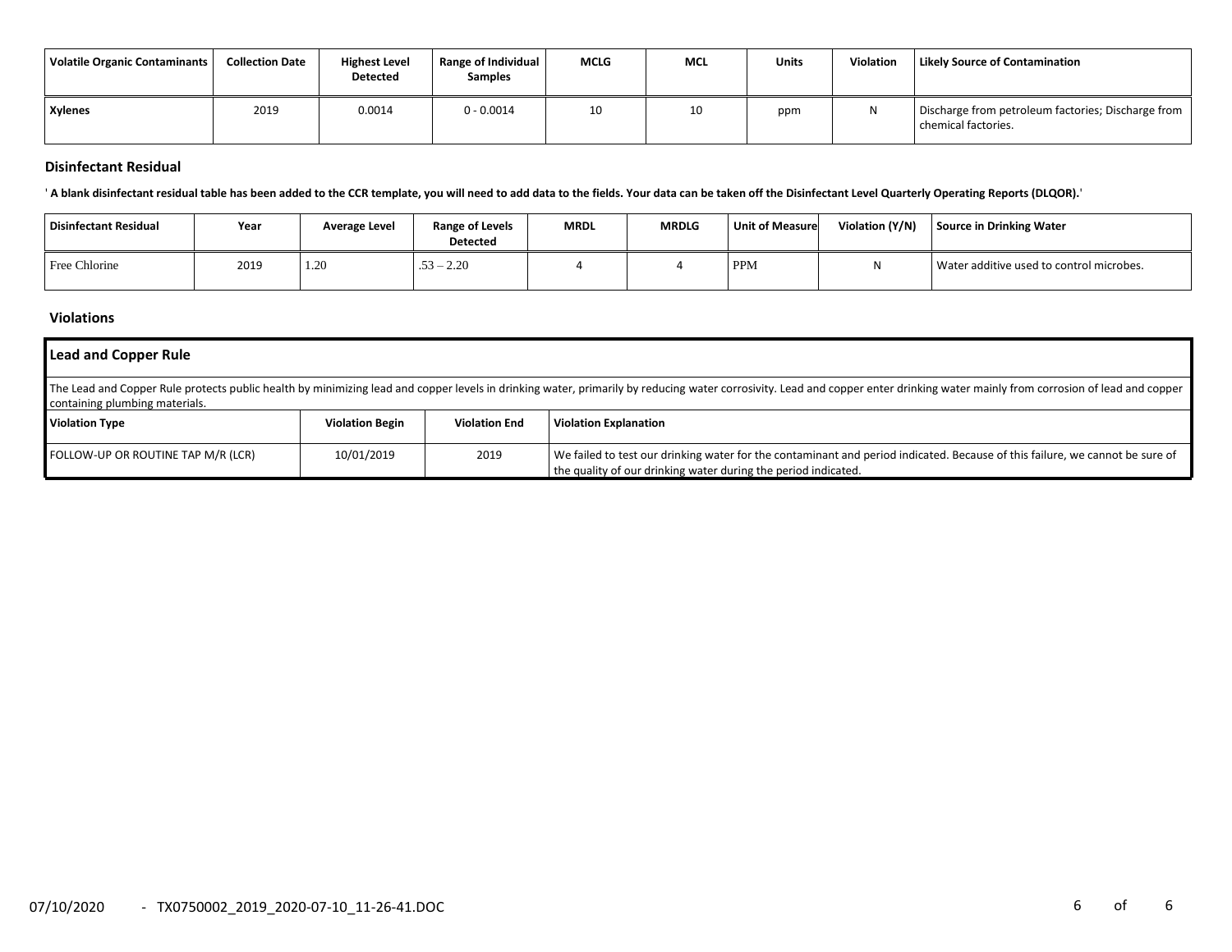| Volatile Organic Contaminants | Collection Date | Highest Level Detected | Range of Individual Samples | MCLG | MCL | Units | Violation | Likely Source of Contamination |
|---|---|---|---|---|---|---|---|---|
| **Xylenes** | 2019 | 0.0014 | 0 - 0.0014 | 10 | 10 | ppm | N | Discharge from petroleum factories; Discharge from chemical factories. |

## Disinfectant Residual

**' A blank disinfectant residual table has been added to the CCR template, you will need to add data to the fields. Your data can be taken off the Disinfectant Level Quarterly Operating Reports (DLQOR).'**

| Disinfectant Residual | Year | Average Level | Range of Levels Detected | MRDL | MRDLG | Unit of Measure | Violation (Y/N) | Source in Drinking Water |
|---|---|---|---|---|---|---|---|---|
| Free Chlorine | 2019 | 1.20 | .53 – 2.20 | 4 | 4 | PPM | N | Water additive used to control microbes. |

## Violations

### Lead and Copper Rule

The Lead and Copper Rule protects public health by minimizing lead and copper levels in drinking water, primarily by reducing water corrosivity. Lead and copper enter drinking water mainly from corrosion of lead and copper containing plumbing materials.

| Violation Type | Violation Begin | Violation End | Violation Explanation |
|---|---|---|---|
| FOLLOW-UP OR ROUTINE TAP M/R (LCR) | 10/01/2019 | 2019 | We failed to test our drinking water for the contaminant and period indicated. Because of this failure, we cannot be sure of the quality of our drinking water during the period indicated. |